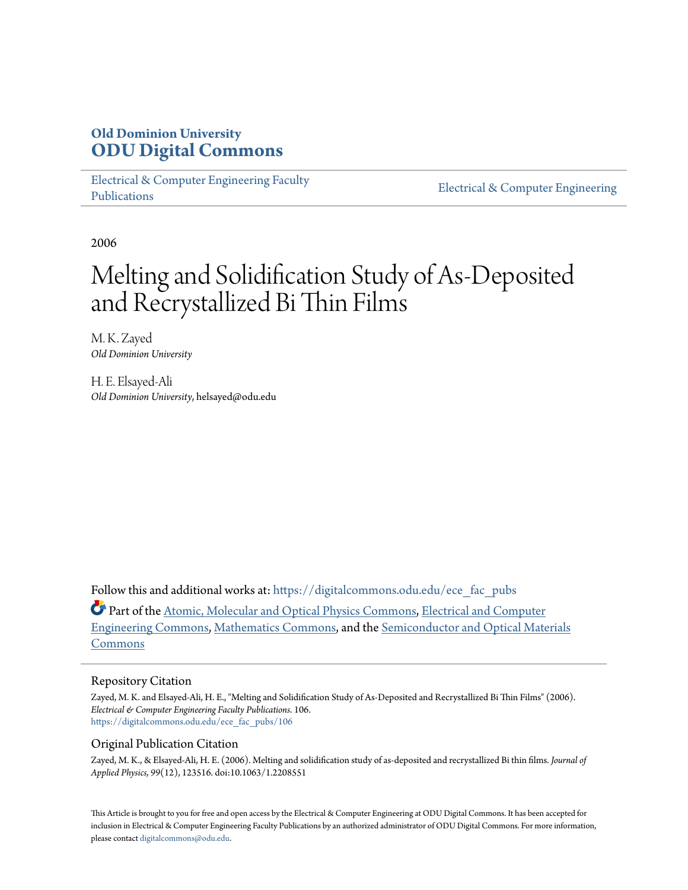**Old Dominion University**
**ODU Digital Commons**

Electrical & Computer Engineering Faculty Publications | Electrical & Computer Engineering

2006

# Melting and Solidification Study of As-Deposited and Recrystallized Bi Thin Films

M. K. Zayed
*Old Dominion University*

H. E. Elsayed-Ali
*Old Dominion University*, helsayed@odu.edu

Follow this and additional works at: https://digitalcommons.odu.edu/ece_fac_pubs

Part of the Atomic, Molecular and Optical Physics Commons, Electrical and Computer Engineering Commons, Mathematics Commons, and the Semiconductor and Optical Materials Commons

## Repository Citation

Zayed, M. K. and Elsayed-Ali, H. E., "Melting and Solidification Study of As-Deposited and Recrystallized Bi Thin Films" (2006). *Electrical & Computer Engineering Faculty Publications*. 106.
https://digitalcommons.odu.edu/ece_fac_pubs/106

## Original Publication Citation

Zayed, M. K., & Elsayed-Ali, H. E. (2006). Melting and solidification study of as-deposited and recrystallized Bi thin films. *Journal of Applied Physics, 99*(12), 123516. doi:10.1063/1.2208551

This Article is brought to you for free and open access by the Electrical & Computer Engineering at ODU Digital Commons. It has been accepted for inclusion in Electrical & Computer Engineering Faculty Publications by an authorized administrator of ODU Digital Commons. For more information, please contact digitalcommons@odu.edu.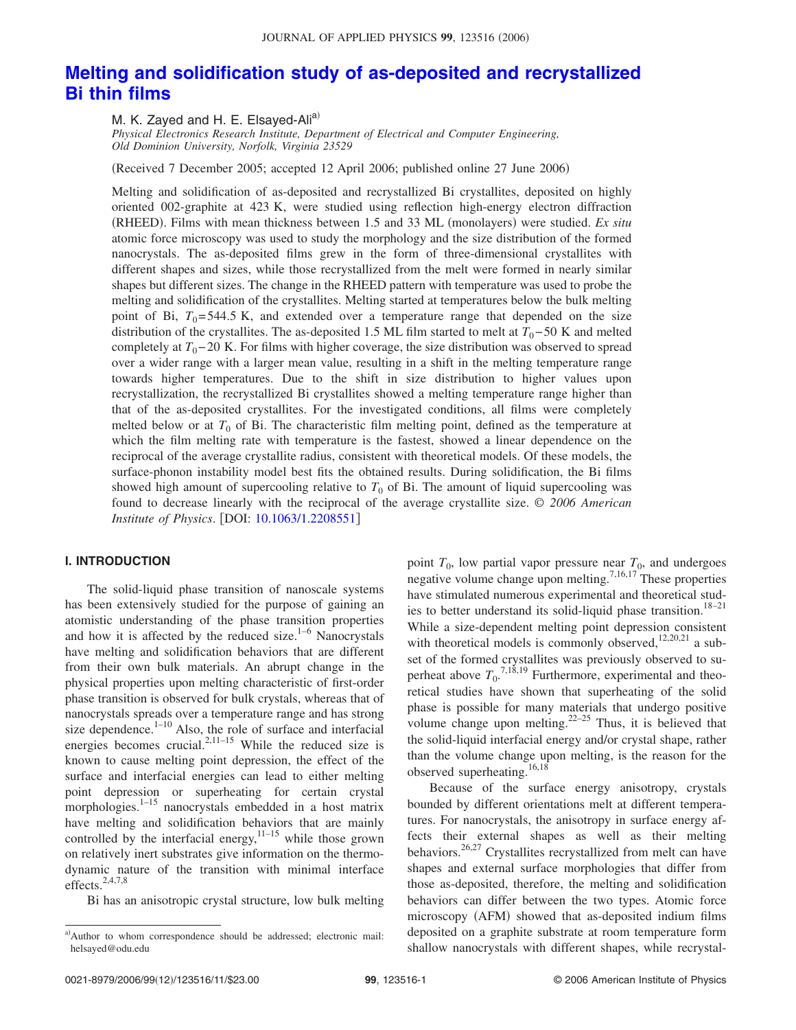# Melting and solidification study of as-deposited and recrystallized Bi thin films

M. K. Zayed and H. E. Elsayed-Ali[a)]

*Physical Electronics Research Institute, Department of Electrical and Computer Engineering, Old Dominion University, Norfolk, Virginia 23529*

(Received 7 December 2005; accepted 12 April 2006; published online 27 June 2006)

Melting and solidification of as-deposited and recrystallized Bi crystallites, deposited on highly oriented 002-graphite at 423 K, were studied using reflection high-energy electron diffraction (RHEED). Films with mean thickness between 1.5 and 33 ML (monolayers) were studied. *Ex situ* atomic force microscopy was used to study the morphology and the size distribution of the formed nanocrystals. The as-deposited films grew in the form of three-dimensional crystallites with different shapes and sizes, while those recrystallized from the melt were formed in nearly similar shapes but different sizes. The change in the RHEED pattern with temperature was used to probe the melting and solidification of the crystallites. Melting started at temperatures below the bulk melting point of Bi, $T_0=544.5$ K, and extended over a temperature range that depended on the size distribution of the crystallites. The as-deposited 1.5 ML film started to melt at $T_0-50$ K and melted completely at $T_0-20$ K. For films with higher coverage, the size distribution was observed to spread over a wider range with a larger mean value, resulting in a shift in the melting temperature range towards higher temperatures. Due to the shift in size distribution to higher values upon recrystallization, the recrystallized Bi crystallites showed a melting temperature range higher than that of the as-deposited crystallites. For the investigated conditions, all films were completely melted below or at $T_0$ of Bi. The characteristic film melting point, defined as the temperature at which the film melting rate with temperature is the fastest, showed a linear dependence on the reciprocal of the average crystallite radius, consistent with theoretical models. Of these models, the surface-phonon instability model best fits the obtained results. During solidification, the Bi films showed high amount of supercooling relative to $T_0$ of Bi. The amount of liquid supercooling was found to decrease linearly with the reciprocal of the average crystallite size. © *2006 American Institute of Physics*. [DOI: 10.1063/1.2208551]

## I. INTRODUCTION

The solid-liquid phase transition of nanoscale systems has been extensively studied for the purpose of gaining an atomistic understanding of the phase transition properties and how it is affected by the reduced size.[1–6] Nanocrystals have melting and solidification behaviors that are different from their own bulk materials. An abrupt change in the physical properties upon melting characteristic of first-order phase transition is observed for bulk crystals, whereas that of nanocrystals spreads over a temperature range and has strong size dependence.[1–10] Also, the role of surface and interfacial energies becomes crucial.[2,11–15] While the reduced size is known to cause melting point depression, the effect of the surface and interfacial energies can lead to either melting point depression or superheating for certain crystal morphologies.[1–15] nanocrystals embedded in a host matrix have melting and solidification behaviors that are mainly controlled by the interfacial energy,[11–15] while those grown on relatively inert substrates give information on the thermodynamic nature of the transition with minimal interface effects.[2,4,7,8]

Bi has an anisotropic crystal structure, low bulk melting point $T_0$, low partial vapor pressure near $T_0$, and undergoes negative volume change upon melting.[7,16,17] These properties have stimulated numerous experimental and theoretical studies to better understand its solid-liquid phase transition.[18–21] While a size-dependent melting point depression consistent with theoretical models is commonly observed,[12,20,21] a subset of the formed crystallites was previously observed to superheat above $T_0$.[7,18,19] Furthermore, experimental and theoretical studies have shown that superheating of the solid phase is possible for many materials that undergo positive volume change upon melting.[22–25] Thus, it is believed that the solid-liquid interfacial energy and/or crystal shape, rather than the volume change upon melting, is the reason for the observed superheating.[16,18]

Because of the surface energy anisotropy, crystals bounded by different orientations melt at different temperatures. For nanocrystals, the anisotropy in surface energy affects their external shapes as well as their melting behaviors.[26,27] Crystallites recrystallized from melt can have shapes and external surface morphologies that differ from those as-deposited, therefore, the melting and solidification behaviors can differ between the two types. Atomic force microscopy (AFM) showed that as-deposited indium films deposited on a graphite substrate at room temperature form shallow nanocrystals with different shapes, while recrystal-

[a)]Author to whom correspondence should be addressed; electronic mail: helsayed@odu.edu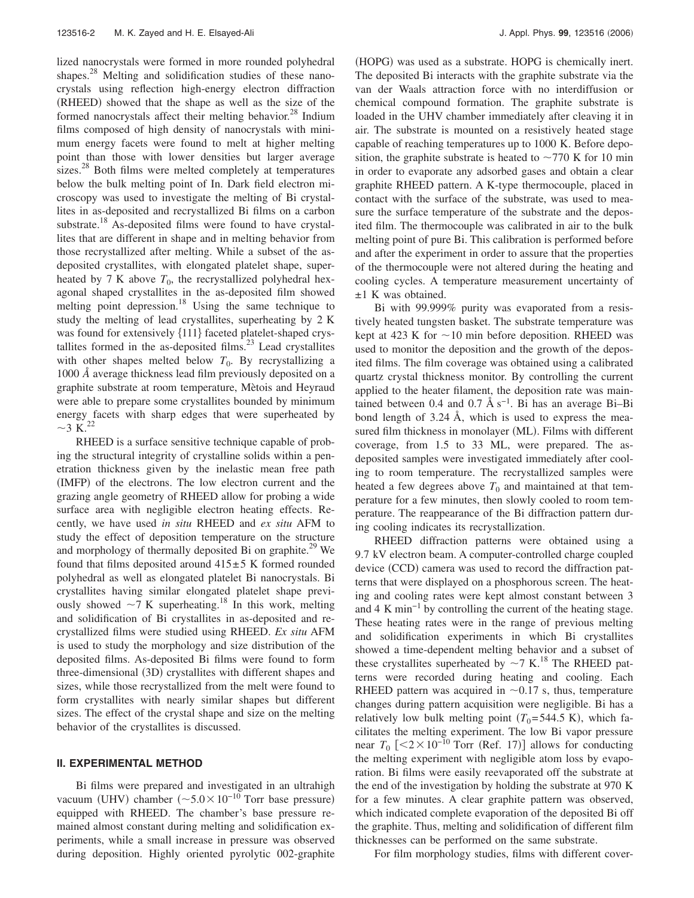lized nanocrystals were formed in more rounded polyhedral shapes.[28] Melting and solidification studies of these nanocrystals using reflection high-energy electron diffraction (RHEED) showed that the shape as well as the size of the formed nanocrystals affect their melting behavior.[28] Indium films composed of high density of nanocrystals with minimum energy facets were found to melt at higher melting point than those with lower densities but larger average sizes.[28] Both films were melted completely at temperatures below the bulk melting point of In. Dark field electron microscopy was used to investigate the melting of Bi crystallites in as-deposited and recrystallized Bi films on a carbon substrate.[18] As-deposited films were found to have crystallites that are different in shape and in melting behavior from those recrystallized after melting. While a subset of the as-deposited crystallites, with elongated platelet shape, superheated by 7 K above $T_0$, the recrystallized polyhedral hexagonal shaped crystallites in the as-deposited film showed melting point depression.[18] Using the same technique to study the melting of lead crystallites, superheating by 2 K was found for extensively {111} faceted platelet-shaped crystallites formed in the as-deposited films.[23] Lead crystallites with other shapes melted below $T_0$. By recrystallizing a 1000 *Å* average thickness lead film previously deposited on a graphite substrate at room temperature, Mètois and Heyraud were able to prepare some crystallites bounded by minimum energy facets with sharp edges that were superheated by $\sim$3 K.[22]

RHEED is a surface sensitive technique capable of probing the structural integrity of crystalline solids within a penetration thickness given by the inelastic mean free path (IMFP) of the electrons. The low electron current and the grazing angle geometry of RHEED allow for probing a wide surface area with negligible electron heating effects. Recently, we have used *in situ* RHEED and *ex situ* AFM to study the effect of deposition temperature on the structure and morphology of thermally deposited Bi on graphite.[29] We found that films deposited around $415 \pm 5$ K formed rounded polyhedral as well as elongated platelet Bi nanocrystals. Bi crystallites having similar elongated platelet shape previously showed $\sim$7 K superheating.[18] In this work, melting and solidification of Bi crystallites in as-deposited and recrystallized films were studied using RHEED. *Ex situ* AFM is used to study the morphology and size distribution of the deposited films. As-deposited Bi films were found to form three-dimensional (3D) crystallites with different shapes and sizes, while those recrystallized from the melt were found to form crystallites with nearly similar shapes but different sizes. The effect of the crystal shape and size on the melting behavior of the crystallites is discussed.

## II. EXPERIMENTAL METHOD

Bi films were prepared and investigated in an ultrahigh vacuum (UHV) chamber ($\sim 5.0 \times 10^{-10}$ Torr base pressure) equipped with RHEED. The chamber's base pressure remained almost constant during melting and solidification experiments, while a small increase in pressure was observed during deposition. Highly oriented pyrolytic 002-graphite (HOPG) was used as a substrate. HOPG is chemically inert. The deposited Bi interacts with the graphite substrate via the van der Waals attraction force with no interdiffusion or chemical compound formation. The graphite substrate is loaded in the UHV chamber immediately after cleaving it in air. The substrate is mounted on a resistively heated stage capable of reaching temperatures up to 1000 K. Before deposition, the graphite substrate is heated to $\sim$770 K for 10 min in order to evaporate any adsorbed gases and obtain a clear graphite RHEED pattern. A K-type thermocouple, placed in contact with the surface of the substrate, was used to measure the surface temperature of the substrate and the deposited film. The thermocouple was calibrated in air to the bulk melting point of pure Bi. This calibration is performed before and after the experiment in order to assure that the properties of the thermocouple were not altered during the heating and cooling cycles. A temperature measurement uncertainty of $\pm 1$ K was obtained.

Bi with 99.999% purity was evaporated from a resistively heated tungsten basket. The substrate temperature was kept at 423 K for $\sim$10 min before deposition. RHEED was used to monitor the deposition and the growth of the deposited films. The film coverage was obtained using a calibrated quartz crystal thickness monitor. By controlling the current applied to the heater filament, the deposition rate was maintained between 0.4 and 0.7 Å $s^{-1}$. Bi has an average Bi–Bi bond length of 3.24 Å, which is used to express the measured film thickness in monolayer (ML). Films with different coverage, from 1.5 to 33 ML, were prepared. The as-deposited samples were investigated immediately after cooling to room temperature. The recrystallized samples were heated a few degrees above $T_0$ and maintained at that temperature for a few minutes, then slowly cooled to room temperature. The reappearance of the Bi diffraction pattern during cooling indicates its recrystallization.

RHEED diffraction patterns were obtained using a 9.7 kV electron beam. A computer-controlled charge coupled device (CCD) camera was used to record the diffraction patterns that were displayed on a phosphorous screen. The heating and cooling rates were kept almost constant between 3 and 4 K $min^{-1}$ by controlling the current of the heating stage. These heating rates were in the range of previous melting and solidification experiments in which Bi crystallites showed a time-dependent melting behavior and a subset of these crystallites superheated by $\sim$7 K.[18] The RHEED patterns were recorded during heating and cooling. Each RHEED pattern was acquired in $\sim$0.17 s, thus, temperature changes during pattern acquisition were negligible. Bi has a relatively low bulk melting point ($T_0 = 544.5$ K), which facilitates the melting experiment. The low Bi vapor pressure near $T_0$ [$< 2 \times 10^{-10}$ Torr (Ref. 17)] allows for conducting the melting experiment with negligible atom loss by evaporation. Bi films were easily reevaporated off the substrate at the end of the investigation by holding the substrate at 970 K for a few minutes. A clear graphite pattern was observed, which indicated complete evaporation of the deposited Bi off the graphite. Thus, melting and solidification of different film thicknesses can be performed on the same substrate.

For film morphology studies, films with different cover-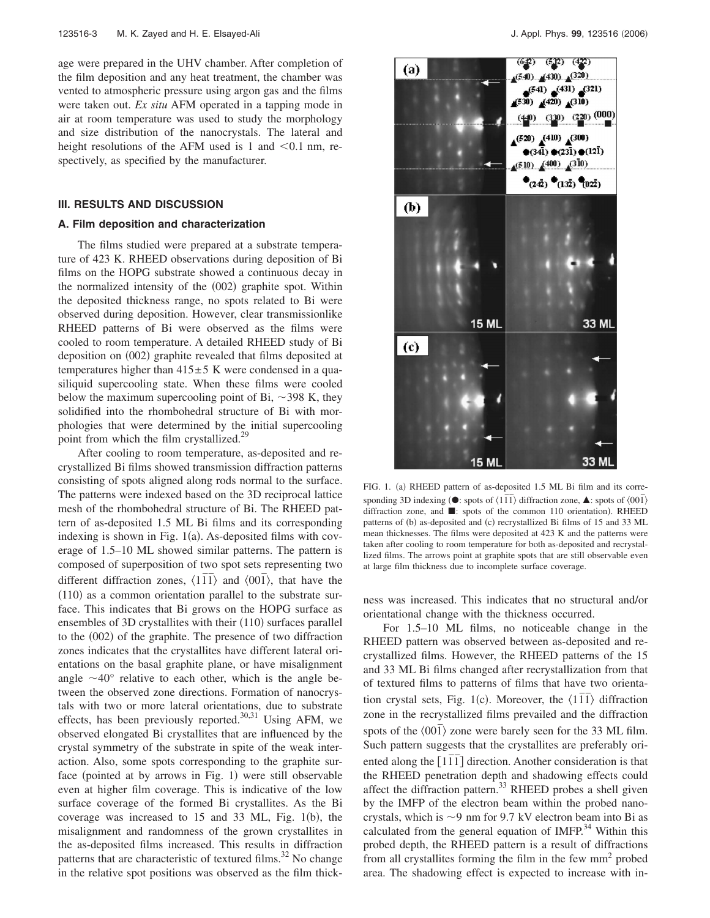age were prepared in the UHV chamber. After completion of the film deposition and any heat treatment, the chamber was vented to atmospheric pressure using argon gas and the films were taken out. *Ex situ* AFM operated in a tapping mode in air at room temperature was used to study the morphology and size distribution of the nanocrystals. The lateral and height resolutions of the AFM used is 1 and <0.1 nm, respectively, as specified by the manufacturer.

## III. RESULTS AND DISCUSSION

### A. Film deposition and characterization

The films studied were prepared at a substrate temperature of 423 K. RHEED observations during deposition of Bi films on the HOPG substrate showed a continuous decay in the normalized intensity of the (002) graphite spot. Within the deposited thickness range, no spots related to Bi were observed during deposition. However, clear transmissionlike RHEED patterns of Bi were observed as the films were cooled to room temperature. A detailed RHEED study of Bi deposition on (002) graphite revealed that films deposited at temperatures higher than 415±5 K were condensed in a quasiliquid supercooling state. When these films were cooled below the maximum supercooling point of Bi, ~398 K, they solidified into the rhombohedral structure of Bi with morphologies that were determined by the initial supercooling point from which the film crystallized.[29]

After cooling to room temperature, as-deposited and recrystallized Bi films showed transmission diffraction patterns consisting of spots aligned along rods normal to the surface. The patterns were indexed based on the 3D reciprocal lattice mesh of the rhombohedral structure of Bi. The RHEED pattern of as-deposited 1.5 ML Bi films and its corresponding indexing is shown in Fig. 1(a). As-deposited films with coverage of 1.5–10 ML showed similar patterns. The pattern is composed of superposition of two spot sets representing two different diffraction zones, $\langle 1\bar{1}\bar{1}\rangle$ and $\langle 00\bar{1}\rangle$, that have the (110) as a common orientation parallel to the substrate surface. This indicates that Bi grows on the HOPG surface as ensembles of 3D crystallites with their (110) surfaces parallel to the (002) of the graphite. The presence of two diffraction zones indicates that the crystallites have different lateral orientations on the basal graphite plane, or have misalignment angle ~40° relative to each other, which is the angle between the observed zone directions. Formation of nanocrystals with two or more lateral orientations, due to substrate effects, has been previously reported.[30,31] Using AFM, we observed elongated Bi crystallites that are influenced by the crystal symmetry of the substrate in spite of the weak interaction. Also, some spots corresponding to the graphite surface (pointed at by arrows in Fig. 1) were still observable even at higher film coverage. This is indicative of the low surface coverage of the formed Bi crystallites. As the Bi coverage was increased to 15 and 33 ML, Fig. 1(b), the misalignment and randomness of the grown crystallites in the as-deposited films increased. This results in diffraction patterns that are characteristic of textured films.[32] No change in the relative spot positions was observed as the film thickness was increased. This indicates that no structural and/or orientational change with the thickness occurred.

FIG. 1. (a) RHEED pattern of as-deposited 1.5 ML Bi film and its corresponding 3D indexing (●: spots of $\langle 1\bar{1}\bar{1}\rangle$ diffraction zone, ▲: spots of $\langle 00\bar{1}\rangle$ diffraction zone, and ■: spots of the common 110 orientation). RHEED patterns of (b) as-deposited and (c) recrystallized Bi films of 15 and 33 ML mean thicknesses. The films were deposited at 423 K and the patterns were taken after cooling to room temperature for both as-deposited and recrystallized films. The arrows point at graphite spots that are still observable even at large film thickness due to incomplete surface coverage.

For 1.5–10 ML films, no noticeable change in the RHEED pattern was observed between as-deposited and recrystallized films. However, the RHEED patterns of the 15 and 33 ML Bi films changed after recrystallization from that of textured films to patterns of films that have two orientation crystal sets, Fig. 1(c). Moreover, the $\langle 1\bar{1}\bar{1}\rangle$ diffraction zone in the recrystallized films prevailed and the diffraction spots of the $\langle 00\bar{1}\rangle$ zone were barely seen for the 33 ML film. Such pattern suggests that the crystallites are preferably oriented along the $[1\bar{1}\bar{1}]$ direction. Another consideration is that the RHEED penetration depth and shadowing effects could affect the diffraction pattern.[33] RHEED probes a shell given by the IMFP of the electron beam within the probed nanocrystals, which is ~9 nm for 9.7 kV electron beam into Bi as calculated from the general equation of IMFP.[34] Within this probed depth, the RHEED pattern is a result of diffractions from all crystallites forming the film in the few mm$^2$ probed area. The shadowing effect is expected to increase with in-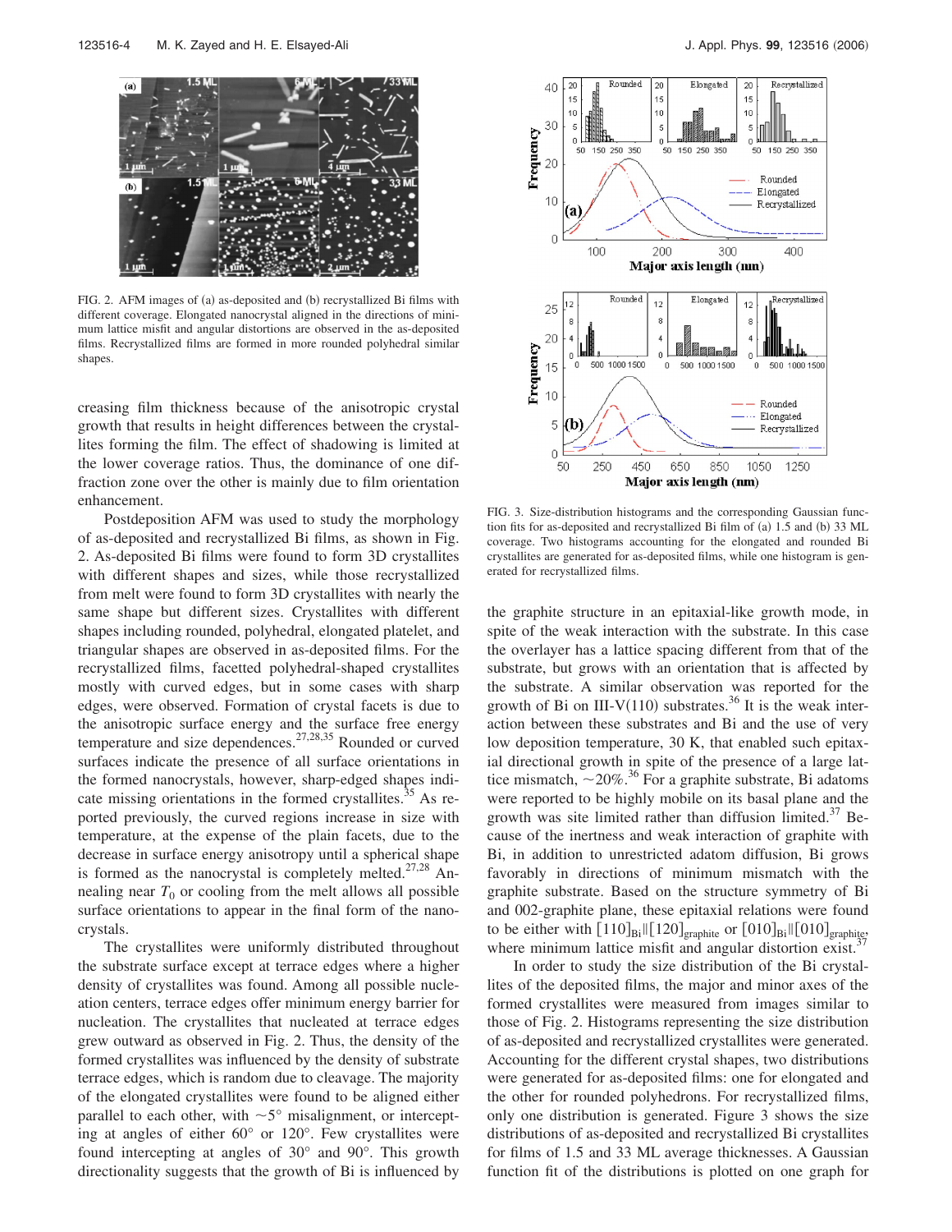FIG. 2. AFM images of (a) as-deposited and (b) recrystallized Bi films with different coverage. Elongated nanocrystal aligned in the directions of minimum lattice misfit and angular distortions are observed in the as-deposited films. Recrystallized films are formed in more rounded polyhedral similar shapes.

creasing film thickness because of the anisotropic crystal growth that results in height differences between the crystallites forming the film. The effect of shadowing is limited at the lower coverage ratios. Thus, the dominance of one diffraction zone over the other is mainly due to film orientation enhancement.

Postdeposition AFM was used to study the morphology of as-deposited and recrystallized Bi films, as shown in Fig. 2. As-deposited Bi films were found to form 3D crystallites with different shapes and sizes, while those recrystallized from melt were found to form 3D crystallites with nearly the same shape but different sizes. Crystallites with different shapes including rounded, polyhedral, elongated platelet, and triangular shapes are observed in as-deposited films. For the recrystallized films, facetted polyhedral-shaped crystallites mostly with curved edges, but in some cases with sharp edges, were observed. Formation of crystal facets is due to the anisotropic surface energy and the surface free energy temperature and size dependences.[27,28,35] Rounded or curved surfaces indicate the presence of all surface orientations in the formed nanocrystals, however, sharp-edged shapes indicate missing orientations in the formed crystallites.[35] As reported previously, the curved regions increase in size with temperature, at the expense of the plain facets, due to the decrease in surface energy anisotropy until a spherical shape is formed as the nanocrystal is completely melted.[27,28] Annealing near $T_0$ or cooling from the melt allows all possible surface orientations to appear in the final form of the nanocrystals.

The crystallites were uniformly distributed throughout the substrate surface except at terrace edges where a higher density of crystallites was found. Among all possible nucleation centers, terrace edges offer minimum energy barrier for nucleation. The crystallites that nucleated at terrace edges grew outward as observed in Fig. 2. Thus, the density of the formed crystallites was influenced by the density of substrate terrace edges, which is random due to cleavage. The majority of the elongated crystallites were found to be aligned either parallel to each other, with ~5° misalignment, or intercepting at angles of either 60° or 120°. Few crystallites were found intercepting at angles of 30° and 90°. This growth directionality suggests that the growth of Bi is influenced by

FIG. 3. Size-distribution histograms and the corresponding Gaussian function fits for as-deposited and recrystallized Bi film of (a) 1.5 and (b) 33 ML coverage. Two histograms accounting for the elongated and rounded Bi crystallites are generated for as-deposited films, while one histogram is generated for recrystallized films.

the graphite structure in an epitaxial-like growth mode, in spite of the weak interaction with the substrate. In this case the overlayer has a lattice spacing different from that of the substrate, but grows with an orientation that is affected by the substrate. A similar observation was reported for the growth of Bi on III-V(110) substrates.[36] It is the weak interaction between these substrates and Bi and the use of very low deposition temperature, 30 K, that enabled such epitaxial directional growth in spite of the presence of a large lattice mismatch, ~20%.[36] For a graphite substrate, Bi adatoms were reported to be highly mobile on its basal plane and the growth was site limited rather than diffusion limited.[37] Because of the inertness and weak interaction of graphite with Bi, in addition to unrestricted adatom diffusion, Bi grows favorably in directions of minimum mismatch with the graphite substrate. Based on the structure symmetry of Bi and 002-graphite plane, these epitaxial relations were found to be either with $[110]_{\mathrm{Bi}} \| [120]_{\mathrm{graphite}}$ or $[010]_{\mathrm{Bi}} \| [010]_{\mathrm{graphite}}$, where minimum lattice misfit and angular distortion exist.[37]

In order to study the size distribution of the Bi crystallites of the deposited films, the major and minor axes of the formed crystallites were measured from images similar to those of Fig. 2. Histograms representing the size distribution of as-deposited and recrystallized crystallites were generated. Accounting for the different crystal shapes, two distributions were generated for as-deposited films: one for elongated and the other for rounded polyhedrons. For recrystallized films, only one distribution is generated. Figure 3 shows the size distributions of as-deposited and recrystallized Bi crystallites for films of 1.5 and 33 ML average thicknesses. A Gaussian function fit of the distributions is plotted on one graph for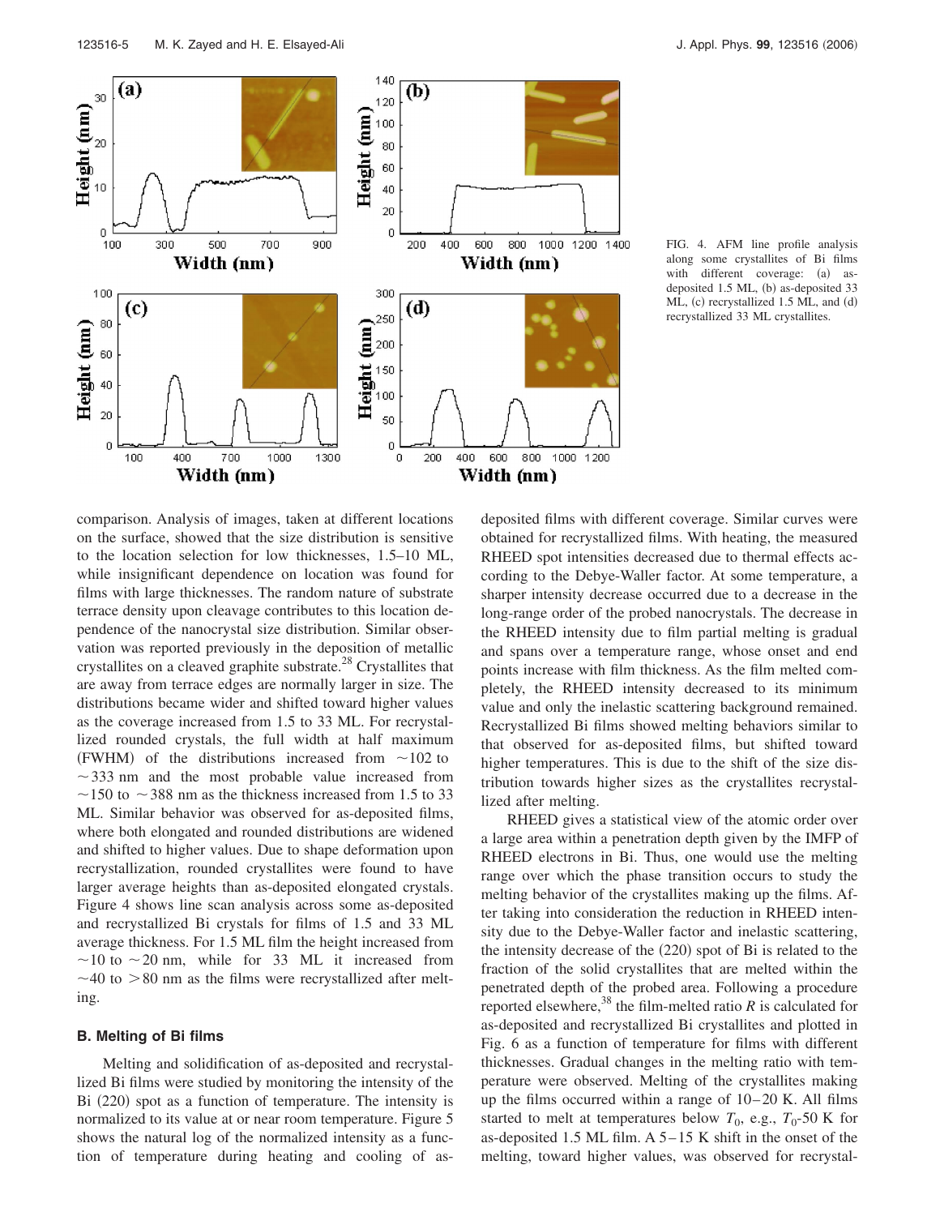(a)

Height (nm)

Width (nm)

(b)

Height (nm)

Width (nm)

(c)

Height (nm)

Width (nm)

(d)

Height (nm)

Width (nm)

FIG. 4. AFM line profile analysis along some crystallites of Bi films with different coverage: (a) as-deposited 1.5 ML, (b) as-deposited 33 ML, (c) recrystallized 1.5 ML, and (d) recrystallized 33 ML crystallites.

comparison. Analysis of images, taken at different locations on the surface, showed that the size distribution is sensitive to the location selection for low thicknesses, 1.5–10 ML, while insignificant dependence on location was found for films with large thicknesses. The random nature of substrate terrace density upon cleavage contributes to this location dependence of the nanocrystal size distribution. Similar observation was reported previously in the deposition of metallic crystallites on a cleaved graphite substrate.[28] Crystallites that are away from terrace edges are normally larger in size. The distributions became wider and shifted toward higher values as the coverage increased from 1.5 to 33 ML. For recrystallized rounded crystals, the full width at half maximum (FWHM) of the distributions increased from ~102 to ~333 nm and the most probable value increased from ~150 to ~388 nm as the thickness increased from 1.5 to 33 ML. Similar behavior was observed for as-deposited films, where both elongated and rounded distributions are widened and shifted to higher values. Due to shape deformation upon recrystallization, rounded crystallites were found to have larger average heights than as-deposited elongated crystals. Figure 4 shows line scan analysis across some as-deposited and recrystallized Bi crystals for films of 1.5 and 33 ML average thickness. For 1.5 ML film the height increased from ~10 to ~20 nm, while for 33 ML it increased from ~40 to >80 nm as the films were recrystallized after melting.

### B. Melting of Bi films

Melting and solidification of as-deposited and recrystallized Bi films were studied by monitoring the intensity of the Bi (220) spot as a function of temperature. The intensity is normalized to its value at or near room temperature. Figure 5 shows the natural log of the normalized intensity as a function of temperature during heating and cooling of as-deposited films with different coverage. Similar curves were obtained for recrystallized films. With heating, the measured RHEED spot intensities decreased due to thermal effects according to the Debye-Waller factor. At some temperature, a sharper intensity decrease occurred due to a decrease in the long-range order of the probed nanocrystals. The decrease in the RHEED intensity due to film partial melting is gradual and spans over a temperature range, whose onset and end points increase with film thickness. As the film melted completely, the RHEED intensity decreased to its minimum value and only the inelastic scattering background remained. Recrystallized Bi films showed melting behaviors similar to that observed for as-deposited films, but shifted toward higher temperatures. This is due to the shift of the size distribution towards higher sizes as the crystallites recrystallized after melting.

RHEED gives a statistical view of the atomic order over a large area within a penetration depth given by the IMFP of RHEED electrons in Bi. Thus, one would use the melting range over which the phase transition occurs to study the melting behavior of the crystallites making up the films. After taking into consideration the reduction in RHEED intensity due to the Debye-Waller factor and inelastic scattering, the intensity decrease of the (220) spot of Bi is related to the fraction of the solid crystallites that are melted within the penetrated depth of the probed area. Following a procedure reported elsewhere,[38] the film-melted ratio $R$ is calculated for as-deposited and recrystallized Bi crystallites and plotted in Fig. 6 as a function of temperature for films with different thicknesses. Gradual changes in the melting ratio with temperature were observed. Melting of the crystallites making up the films occurred within a range of 10–20 K. All films started to melt at temperatures below $T_0$, e.g., $T_0$-50 K for as-deposited 1.5 ML film. A 5–15 K shift in the onset of the melting, toward higher values, was observed for recrystal-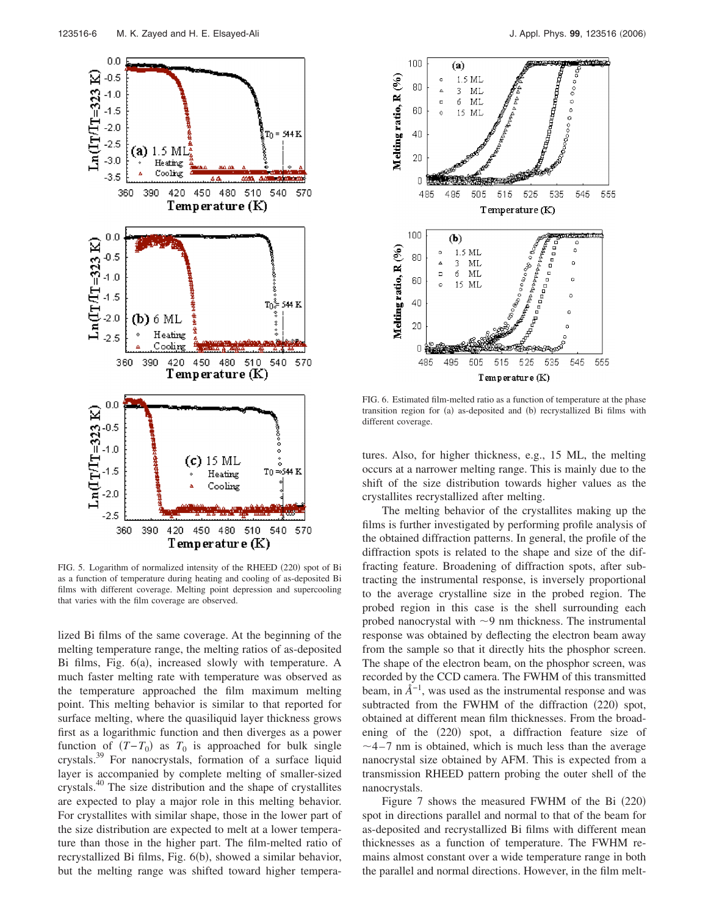FIG. 5. Logarithm of normalized intensity of the RHEED (220) spot of Bi as a function of temperature during heating and cooling of as-deposited Bi films with different coverage. Melting point depression and supercooling that varies with the film coverage are observed.

FIG. 6. Estimated film-melted ratio as a function of temperature at the phase transition region for (a) as-deposited and (b) recrystallized Bi films with different coverage.

lized Bi films of the same coverage. At the beginning of the melting temperature range, the melting ratios of as-deposited Bi films, Fig. 6(a), increased slowly with temperature. A much faster melting rate with temperature was observed as the temperature approached the film maximum melting point. This melting behavior is similar to that reported for surface melting, where the quasiliquid layer thickness grows first as a logarithmic function and then diverges as a power function of $(T-T_0)$ as $T_0$ is approached for bulk single crystals.[39] For nanocrystals, formation of a surface liquid layer is accompanied by complete melting of smaller-sized crystals.[40] The size distribution and the shape of crystallites are expected to play a major role in this melting behavior. For crystallites with similar shape, those in the lower part of the size distribution are expected to melt at a lower temperature than those in the higher part. The film-melted ratio of recrystallized Bi films, Fig. 6(b), showed a similar behavior, but the melting range was shifted toward higher temperatures. Also, for higher thickness, e.g., 15 ML, the melting occurs at a narrower melting range. This is mainly due to the shift of the size distribution towards higher values as the crystallites recrystallized after melting.

The melting behavior of the crystallites making up the films is further investigated by performing profile analysis of the obtained diffraction patterns. In general, the profile of the diffraction spots is related to the shape and size of the diffracting feature. Broadening of diffraction spots, after subtracting the instrumental response, is inversely proportional to the average crystalline size in the probed region. The probed region in this case is the shell surrounding each probed nanocrystal with ~9 nm thickness. The instrumental response was obtained by deflecting the electron beam away from the sample so that it directly hits the phosphor screen. The shape of the electron beam, on the phosphor screen, was recorded by the CCD camera. The FWHM of this transmitted beam, in $Å^{-1}$, was used as the instrumental response and was subtracted from the FWHM of the diffraction (220) spot, obtained at different mean film thicknesses. From the broadening of the (220) spot, a diffraction feature size of ~4–7 nm is obtained, which is much less than the average nanocrystal size obtained by AFM. This is expected from a transmission RHEED pattern probing the outer shell of the nanocrystals.

Figure 7 shows the measured FWHM of the Bi (220) spot in directions parallel and normal to that of the beam for as-deposited and recrystallized Bi films with different mean thicknesses as a function of temperature. The FWHM remains almost constant over a wide temperature range in both the parallel and normal directions. However, in the film melt-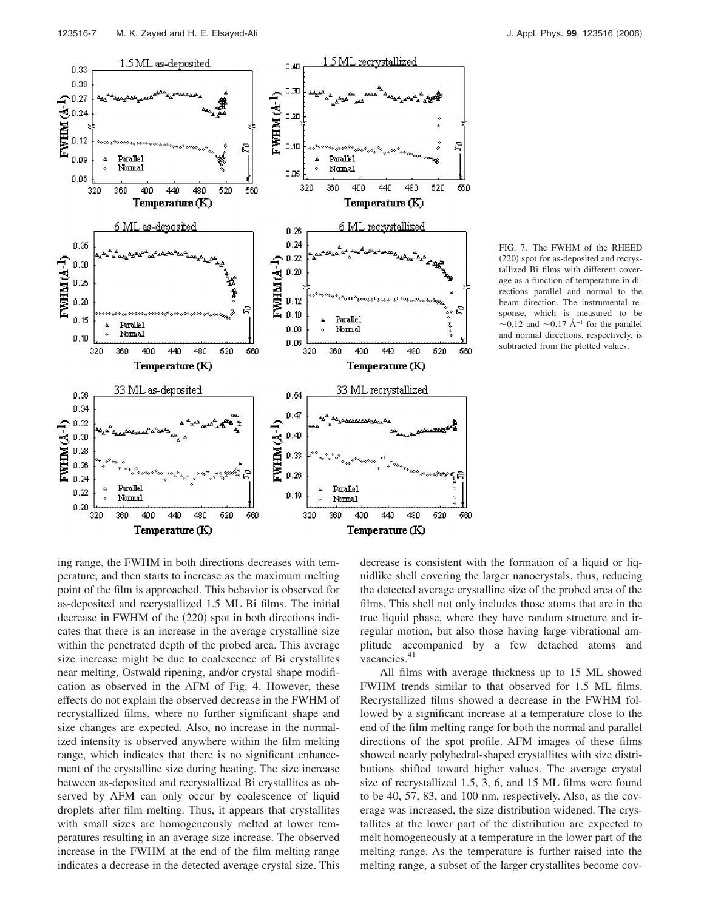1.5 ML as-deposited

FWHM (Å$^{-1}$)

0.33
0.30
0.27
0.24
0.12
0.09
0.06

320 360 400 440 480 520 560

Temperature (K)

Parallel
Normal

$T_0$

1.5 ML recrystallized

FWHM (Å$^{-1}$)

0.40
0.30
0.20
0.10
0.05

320 360 400 440 480 520 560

Temperature (K)

Parallel
Normal

$T_0$

6 ML as-deposited

FWHM (Å$^{-1}$)

0.35
0.30
0.25
0.20
0.15
0.10

320 360 400 440 480 520 560

Temperature (K)

Parallel
Normal

$T_0$

6 ML recrystallized

FWHM (Å$^{-1}$)

0.26
0.24
0.22
0.20
0.12
0.10
0.08
0.06

320 360 400 440 480 520 560

Temperature (K)

Parallel
Normal

$T_0$

33 ML as-deposited

FWHM (Å$^{-1}$)

0.36
0.34
0.32
0.30
0.28
0.26
0.24
0.22
0.20

320 360 400 440 480 520 560

Temperature (K)

Parallel
Normal

$T_0$

33 ML recrystallized

FWHM (Å$^{-1}$)

0.54
0.47
0.40
0.33
0.26
0.19

320 360 400 440 480 520 560

Temperature (K)

Parallel
Normal

$T_0$

FIG. 7. The FWHM of the RHEED (220) spot for as-deposited and recrystallized Bi films with different coverage as a function of temperature in directions parallel and normal to the beam direction. The instrumental response, which is measured to be ~0.12 and ~0.17 Å$^{-1}$ for the parallel and normal directions, respectively, is subtracted from the plotted values.

ing range, the FWHM in both directions decreases with temperature, and then starts to increase as the maximum melting point of the film is approached. This behavior is observed for as-deposited and recrystallized 1.5 ML Bi films. The initial decrease in FWHM of the (220) spot in both directions indicates that there is an increase in the average crystalline size within the penetrated depth of the probed area. This average size increase might be due to coalescence of Bi crystallites near melting, Ostwald ripening, and/or crystal shape modification as observed in the AFM of Fig. 4. However, these effects do not explain the observed decrease in the FWHM of recrystallized films, where no further significant shape and size changes are expected. Also, no increase in the normalized intensity is observed anywhere within the film melting range, which indicates that there is no significant enhancement of the crystalline size during heating. The size increase between as-deposited and recrystallized Bi crystallites as observed by AFM can only occur by coalescence of liquid droplets after film melting. Thus, it appears that crystallites with small sizes are homogeneously melted at lower temperatures resulting in an average size increase. The observed increase in the FWHM at the end of the film melting range indicates a decrease in the detected average crystal size. This decrease is consistent with the formation of a liquid or liquidlike shell covering the larger nanocrystals, thus, reducing the detected average crystalline size of the probed area of the films. This shell not only includes those atoms that are in the true liquid phase, where they have random structure and irregular motion, but also those having large vibrational amplitude accompanied by a few detached atoms and vacancies.[41]

All films with average thickness up to 15 ML showed FWHM trends similar to that observed for 1.5 ML films. Recrystallized films showed a decrease in the FWHM followed by a significant increase at a temperature close to the end of the film melting range for both the normal and parallel directions of the spot profile. AFM images of these films showed nearly polyhedral-shaped crystallites with size distributions shifted toward higher values. The average crystal size of recrystallized 1.5, 3, 6, and 15 ML films were found to be 40, 57, 83, and 100 nm, respectively. Also, as the coverage was increased, the size distribution widened. The crystallites at the lower part of the distribution are expected to melt homogeneously at a temperature in the lower part of the melting range. As the temperature is further raised into the melting range, a subset of the larger crystallites become cov-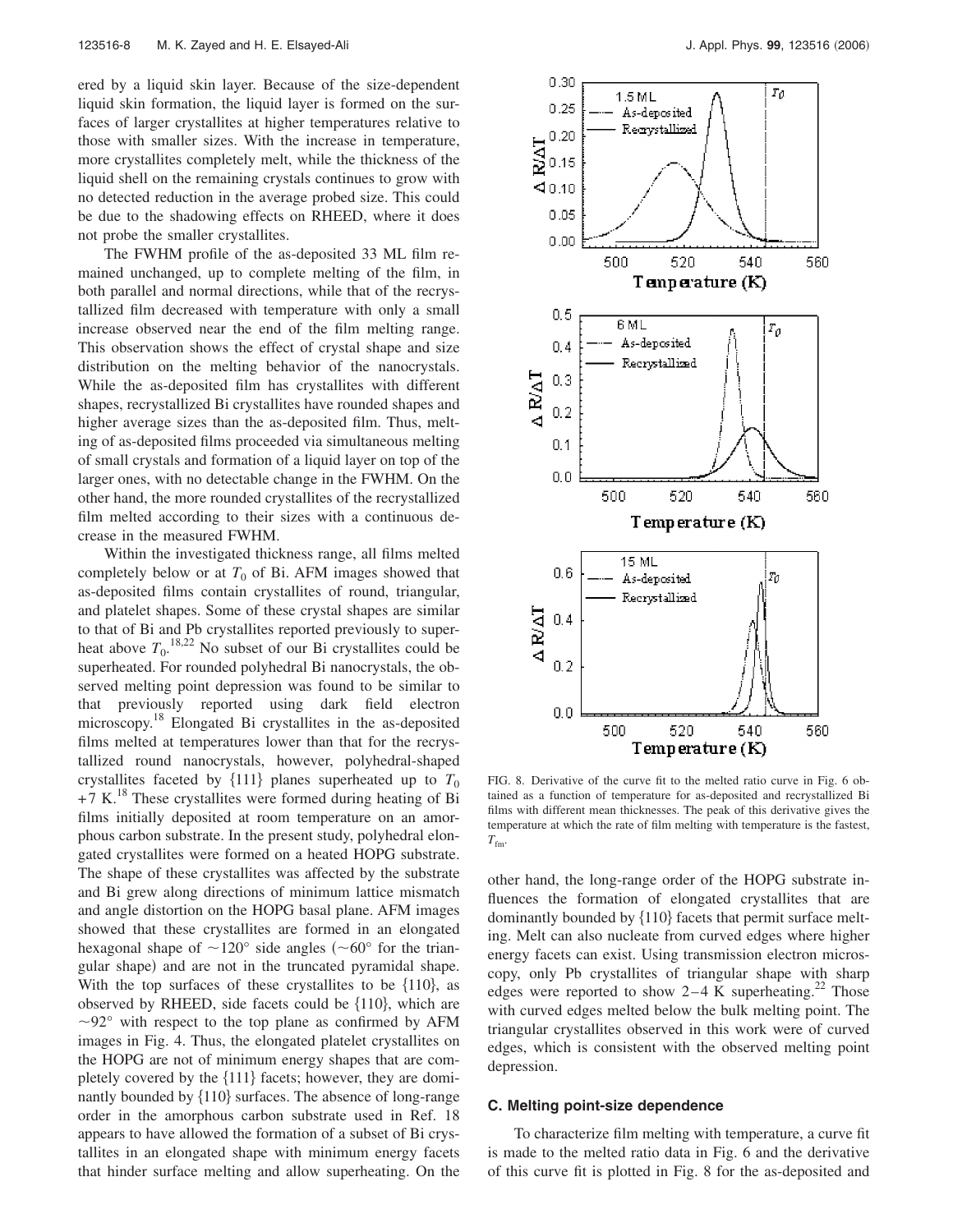ered by a liquid skin layer. Because of the size-dependent liquid skin formation, the liquid layer is formed on the surfaces of larger crystallites at higher temperatures relative to those with smaller sizes. With the increase in temperature, more crystallites completely melt, while the thickness of the liquid shell on the remaining crystals continues to grow with no detected reduction in the average probed size. This could be due to the shadowing effects on RHEED, where it does not probe the smaller crystallites.

The FWHM profile of the as-deposited 33 ML film remained unchanged, up to complete melting of the film, in both parallel and normal directions, while that of the recrystallized film decreased with temperature with only a small increase observed near the end of the film melting range. This observation shows the effect of crystal shape and size distribution on the melting behavior of the nanocrystals. While the as-deposited film has crystallites with different shapes, recrystallized Bi crystallites have rounded shapes and higher average sizes than the as-deposited film. Thus, melting of as-deposited films proceeded via simultaneous melting of small crystals and formation of a liquid layer on top of the larger ones, with no detectable change in the FWHM. On the other hand, the more rounded crystallites of the recrystallized film melted according to their sizes with a continuous decrease in the measured FWHM.

Within the investigated thickness range, all films melted completely below or at $T_0$ of Bi. AFM images showed that as-deposited films contain crystallites of round, triangular, and platelet shapes. Some of these crystal shapes are similar to that of Bi and Pb crystallites reported previously to superheat above $T_0$.[18,22] No subset of our Bi crystallites could be superheated. For rounded polyhedral Bi nanocrystals, the observed melting point depression was found to be similar to that previously reported using dark field electron microscopy.[18] Elongated Bi crystallites in the as-deposited films melted at temperatures lower than that for the recrystallized round nanocrystals, however, polyhedral-shaped crystallites faceted by {111} planes superheated up to $T_0$ +7 K.[18] These crystallites were formed during heating of Bi films initially deposited at room temperature on an amorphous carbon substrate. In the present study, polyhedral elongated crystallites were formed on a heated HOPG substrate. The shape of these crystallites was affected by the substrate and Bi grew along directions of minimum lattice mismatch and angle distortion on the HOPG basal plane. AFM images showed that these crystallites are formed in an elongated hexagonal shape of $\sim 120°$ side angles ($\sim 60°$ for the triangular shape) and are not in the truncated pyramidal shape. With the top surfaces of these crystallites to be {110}, as observed by RHEED, side facets could be {110}, which are $\sim 92°$ with respect to the top plane as confirmed by AFM images in Fig. 4. Thus, the elongated platelet crystallites on the HOPG are not of minimum energy shapes that are completely covered by the {111} facets; however, they are dominantly bounded by {110} surfaces. The absence of long-range order in the amorphous carbon substrate used in Ref. 18 appears to have allowed the formation of a subset of Bi crystallites in an elongated shape with minimum energy facets that hinder surface melting and allow superheating. On the other hand, the long-range order of the HOPG substrate influences the formation of elongated crystallites that are dominantly bounded by {110} facets that permit surface melting. Melt can also nucleate from curved edges where higher energy facets can exist. Using transmission electron microscopy, only Pb crystallites of triangular shape with sharp edges were reported to show 2–4 K superheating.[22] Those with curved edges melted below the bulk melting point. The triangular crystallites observed in this work were of curved edges, which is consistent with the observed melting point depression.

FIG. 8. Derivative of the curve fit to the melted ratio curve in Fig. 6 obtained as a function of temperature for as-deposited and recrystallized Bi films with different mean thicknesses. The peak of this derivative gives the temperature at which the rate of film melting with temperature is the fastest, $T_{fm}$.

### C. Melting point-size dependence

To characterize film melting with temperature, a curve fit is made to the melted ratio data in Fig. 6 and the derivative of this curve fit is plotted in Fig. 8 for the as-deposited and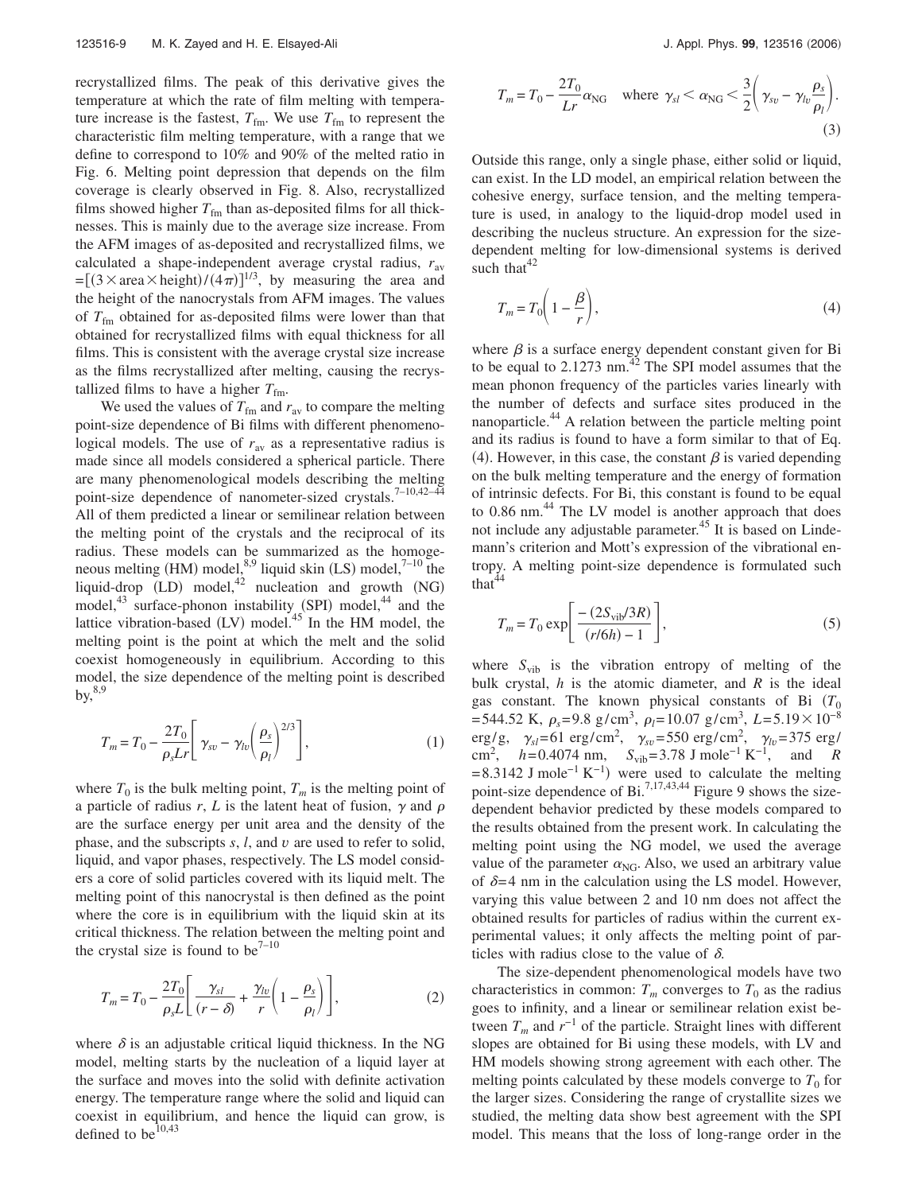recrystallized films. The peak of this derivative gives the temperature at which the rate of film melting with temperature increase is the fastest, $T_{fm}$. We use $T_{fm}$ to represent the characteristic film melting temperature, with a range that we define to correspond to 10% and 90% of the melted ratio in Fig. 6. Melting point depression that depends on the film coverage is clearly observed in Fig. 8. Also, recrystallized films showed higher $T_{fm}$ than as-deposited films for all thicknesses. This is mainly due to the average size increase. From the AFM images of as-deposited and recrystallized films, we calculated a shape-independent average crystal radius, $r_{av} = [(3\times \text{area}\times \text{height})/(4\pi)]^{1/3}$, by measuring the area and the height of the nanocrystals from AFM images. The values of $T_{fm}$ obtained for as-deposited films were lower than that obtained for recrystallized films with equal thickness for all films. This is consistent with the average crystal size increase as the films recrystallized after melting, causing the recrystallized films to have a higher $T_{fm}$.

We used the values of $T_{fm}$ and $r_{av}$ to compare the melting point-size dependence of Bi films with different phenomenological models. The use of $r_{av}$ as a representative radius is made since all models considered a spherical particle. There are many phenomenological models describing the melting point-size dependence of nanometer-sized crystals.[7–10,42–44] All of them predicted a linear or semilinear relation between the melting point of the crystals and the reciprocal of its radius. These models can be summarized as the homogeneous melting (HM) model,[8,9] liquid skin (LS) model,[7–10] the liquid-drop (LD) model,[42] nucleation and growth (NG) model,[43] surface-phonon instability (SPI) model,[44] and the lattice vibration-based (LV) model.[45] In the HM model, the melting point is the point at which the melt and the solid coexist homogeneously in equilibrium. According to this model, the size dependence of the melting point is described by,[8,9]

$$T_m = T_0 - \frac{2T_0}{\rho_s L r}\left[\gamma_{sv} - \gamma_{lv}\left(\frac{\rho_s}{\rho_l}\right)^{2/3}\right], \tag{1}$$

where $T_0$ is the bulk melting point, $T_m$ is the melting point of a particle of radius $r$, $L$ is the latent heat of fusion, $\gamma$ and $\rho$ are the surface energy per unit area and the density of the phase, and the subscripts $s$, $l$, and $v$ are used to refer to solid, liquid, and vapor phases, respectively. The LS model considers a core of solid particles covered with its liquid melt. The melting point of this nanocrystal is then defined as the point where the core is in equilibrium with the liquid skin at its critical thickness. The relation between the melting point and the crystal size is found to be[7–10]

$$T_m = T_0 - \frac{2T_0}{\rho_s L}\left[\frac{\gamma_{sl}}{(r-\delta)} + \frac{\gamma_{lv}}{r}\left(1 - \frac{\rho_s}{\rho_l}\right)\right], \tag{2}$$

where $\delta$ is an adjustable critical liquid thickness. In the NG model, melting starts by the nucleation of a liquid layer at the surface and moves into the solid with definite activation energy. The temperature range where the solid and liquid can coexist in equilibrium, and hence the liquid can grow, is defined to be[10,43]

$$T_m = T_0 - \frac{2T_0}{Lr}\alpha_{NG} \quad \text{where } \gamma_{sl} < \alpha_{NG} < \frac{3}{2}\left(\gamma_{sv} - \gamma_{lv}\frac{\rho_s}{\rho_l}\right). \tag{3}$$

Outside this range, only a single phase, either solid or liquid, can exist. In the LD model, an empirical relation between the cohesive energy, surface tension, and the melting temperature is used, in analogy to the liquid-drop model used in describing the nucleus structure. An expression for the size-dependent melting for low-dimensional systems is derived such that[42]

$$T_m = T_0\left(1 - \frac{\beta}{r}\right), \tag{4}$$

where $\beta$ is a surface energy dependent constant given for Bi to be equal to 2.1273 nm.[42] The SPI model assumes that the mean phonon frequency of the particles varies linearly with the number of defects and surface sites produced in the nanoparticle.[44] A relation between the particle melting point and its radius is found to have a form similar to that of Eq. (4). However, in this case, the constant $\beta$ is varied depending on the bulk melting temperature and the energy of formation of intrinsic defects. For Bi, this constant is found to be equal to 0.86 nm.[44] The LV model is another approach that does not include any adjustable parameter.[45] It is based on Lindemann's criterion and Mott's expression of the vibrational entropy. A melting point-size dependence is formulated such that[44]

$$T_m = T_0 \exp\left[\frac{-(2S_{vib}/3R)}{(r/6h) - 1}\right], \tag{5}$$

where $S_{vib}$ is the vibration entropy of melting of the bulk crystal, $h$ is the atomic diameter, and $R$ is the ideal gas constant. The known physical constants of Bi ($T_0 = 544.52$ K, $\rho_s = 9.8$ g/cm$^3$, $\rho_l = 10.07$ g/cm$^3$, $L = 5.19\times 10^{-8}$ erg/g, $\gamma_{sl} = 61$ erg/cm$^2$, $\gamma_{sv} = 550$ erg/cm$^2$, $\gamma_{lv} = 375$ erg/cm$^2$, $h = 0.4074$ nm, $S_{vib} = 3.78$ J mole$^{-1}$ K$^{-1}$, and $R = 8.3142$ J mole$^{-1}$ K$^{-1}$) were used to calculate the melting point-size dependence of Bi.[7,17,43,44] Figure 9 shows the size-dependent behavior predicted by these models compared to the results obtained from the present work. In calculating the melting point using the NG model, we used the average value of the parameter $\alpha_{NG}$. Also, we used an arbitrary value of $\delta = 4$ nm in the calculation using the LS model. However, varying this value between 2 and 10 nm does not affect the obtained results for particles of radius within the current experimental values; it only affects the melting point of particles with radius close to the value of $\delta$.

The size-dependent phenomenological models have two characteristics in common: $T_m$ converges to $T_0$ as the radius goes to infinity, and a linear or semilinear relation exist between $T_m$ and $r^{-1}$ of the particle. Straight lines with different slopes are obtained for Bi using these models, with LV and HM models showing strong agreement with each other. The melting points calculated by these models converge to $T_0$ for the larger sizes. Considering the range of crystallite sizes we studied, the melting data show best agreement with the SPI model. This means that the loss of long-range order in the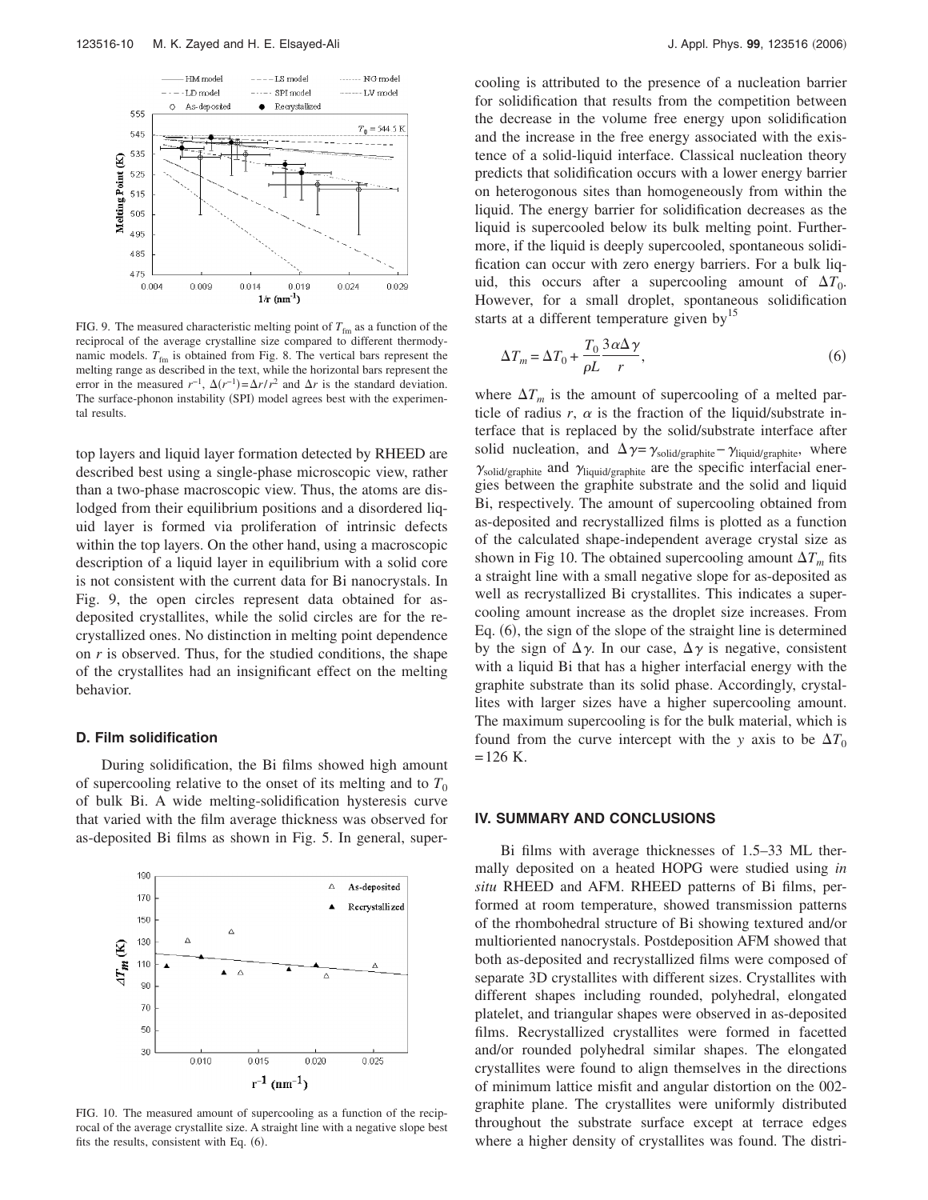FIG. 9. The measured characteristic melting point of $T_{fm}$ as a function of the reciprocal of the average crystalline size compared to different thermodynamic models. $T_{fm}$ is obtained from Fig. 8. The vertical bars represent the melting range as described in the text, while the horizontal bars represent the error in the measured $r^{-1}$, $\Delta(r^{-1})=\Delta r/r^2$ and $\Delta r$ is the standard deviation. The surface-phonon instability (SPI) model agrees best with the experimental results.

top layers and liquid layer formation detected by RHEED are described best using a single-phase microscopic view, rather than a two-phase macroscopic view. Thus, the atoms are dislodged from their equilibrium positions and a disordered liquid layer is formed via proliferation of intrinsic defects within the top layers. On the other hand, using a macroscopic description of a liquid layer in equilibrium with a solid core is not consistent with the current data for Bi nanocrystals. In Fig. 9, the open circles represent data obtained for as-deposited crystallites, while the solid circles are for the recrystallized ones. No distinction in melting point dependence on $r$ is observed. Thus, for the studied conditions, the shape of the crystallites had an insignificant effect on the melting behavior.

### D. Film solidification

During solidification, the Bi films showed high amount of supercooling relative to the onset of its melting and to $T_0$ of bulk Bi. A wide melting-solidification hysteresis curve that varied with the film average thickness was observed for as-deposited Bi films as shown in Fig. 5. In general, supercooling is attributed to the presence of a nucleation barrier for solidification that results from the competition between the decrease in the volume free energy upon solidification and the increase in the free energy associated with the existence of a solid-liquid interface. Classical nucleation theory predicts that solidification occurs with a lower energy barrier on heterogonous sites than homogeneously from within the liquid. The energy barrier for solidification decreases as the liquid is supercooled below its bulk melting point. Furthermore, if the liquid is deeply supercooled, spontaneous solidification can occur with zero energy barriers. For a bulk liquid, this occurs after a supercooling amount of $\Delta T_0$. However, for a small droplet, spontaneous solidification starts at a different temperature given by[15]

$$\Delta T_m = \Delta T_0 + \frac{T_0}{\rho L}\frac{3\alpha\Delta\gamma}{r}, \tag{6}$$

where $\Delta T_m$ is the amount of supercooling of a melted particle of radius $r$, $\alpha$ is the fraction of the liquid/substrate interface that is replaced by the solid/substrate interface after solid nucleation, and $\Delta\gamma = \gamma_{\text{solid/graphite}} - \gamma_{\text{liquid/graphite}}$, where $\gamma_{\text{solid/graphite}}$ and $\gamma_{\text{liquid/graphite}}$ are the specific interfacial energies between the graphite substrate and the solid and liquid Bi, respectively. The amount of supercooling obtained from as-deposited and recrystallized films is plotted as a function of the calculated shape-independent average crystal size as shown in Fig 10. The obtained supercooling amount $\Delta T_m$ fits a straight line with a small negative slope for as-deposited as well as recrystallized Bi crystallites. This indicates a supercooling amount increase as the droplet size increases. From Eq. (6), the sign of the slope of the straight line is determined by the sign of $\Delta\gamma$. In our case, $\Delta\gamma$ is negative, consistent with a liquid Bi that has a higher interfacial energy with the graphite substrate than its solid phase. Accordingly, crystallites with larger sizes have a higher supercooling amount. The maximum supercooling is for the bulk material, which is found from the curve intercept with the $y$ axis to be $\Delta T_0 = 126$ K.

FIG. 10. The measured amount of supercooling as a function of the reciprocal of the average crystallite size. A straight line with a negative slope best fits the results, consistent with Eq. (6).

## IV. SUMMARY AND CONCLUSIONS

Bi films with average thicknesses of 1.5–33 ML thermally deposited on a heated HOPG were studied using *in situ* RHEED and AFM. RHEED patterns of Bi films, performed at room temperature, showed transmission patterns of the rhombohedral structure of Bi showing textured and/or multioriented nanocrystals. Postdeposition AFM showed that both as-deposited and recrystallized films were composed of separate 3D crystallites with different sizes. Crystallites with different shapes including rounded, polyhedral, elongated platelet, and triangular shapes were observed in as-deposited films. Recrystallized crystallites were formed in facetted and/or rounded polyhedral similar shapes. The elongated crystallites were found to align themselves in the directions of minimum lattice misfit and angular distortion on the 002-graphite plane. The crystallites were uniformly distributed throughout the substrate surface except at terrace edges where a higher density of crystallites was found. The distri-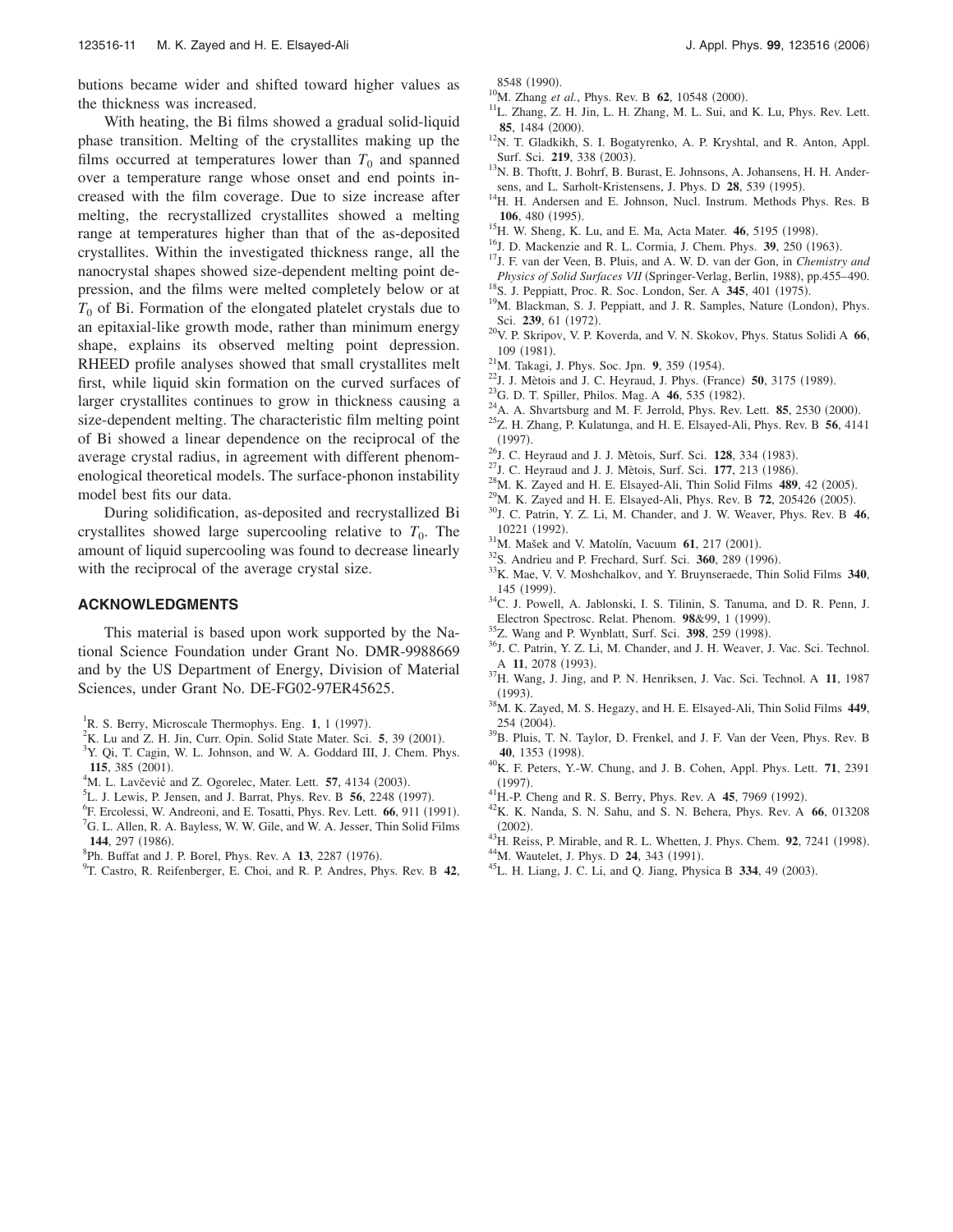butions became wider and shifted toward higher values as the thickness was increased.

With heating, the Bi films showed a gradual solid-liquid phase transition. Melting of the crystallites making up the films occurred at temperatures lower than $T_0$ and spanned over a temperature range whose onset and end points increased with the film coverage. Due to size increase after melting, the recrystallized crystallites showed a melting range at temperatures higher than that of the as-deposited crystallites. Within the investigated thickness range, all the nanocrystal shapes showed size-dependent melting point depression, and the films were melted completely below or at $T_0$ of Bi. Formation of the elongated platelet crystals due to an epitaxial-like growth mode, rather than minimum energy shape, explains its observed melting point depression. RHEED profile analyses showed that small crystallites melt first, while liquid skin formation on the curved surfaces of larger crystallites continues to grow in thickness causing a size-dependent melting. The characteristic film melting point of Bi showed a linear dependence on the reciprocal of the average crystal radius, in agreement with different phenomenological theoretical models. The surface-phonon instability model best fits our data.

During solidification, as-deposited and recrystallized Bi crystallites showed large supercooling relative to $T_0$. The amount of liquid supercooling was found to decrease linearly with the reciprocal of the average crystal size.

## ACKNOWLEDGMENTS

This material is based upon work supported by the National Science Foundation under Grant No. DMR-9988669 and by the US Department of Energy, Division of Material Sciences, under Grant No. DE-FG02-97ER45625.

[1] R. S. Berry, Microscale Thermophys. Eng. **1**, 1 (1997).
[2] K. Lu and Z. H. Jin, Curr. Opin. Solid State Mater. Sci. **5**, 39 (2001).
[3] Y. Qi, T. Cagin, W. L. Johnson, and W. A. Goddard III, J. Chem. Phys. **115**, 385 (2001).
[4] M. L. Lavčević and Z. Ogorelec, Mater. Lett. **57**, 4134 (2003).
[5] L. J. Lewis, P. Jensen, and J. Barrat, Phys. Rev. B **56**, 2248 (1997).
[6] F. Ercolessi, W. Andreoni, and E. Tosatti, Phys. Rev. Lett. **66**, 911 (1991).
[7] G. L. Allen, R. A. Bayless, W. W. Gile, and W. A. Jesser, Thin Solid Films **144**, 297 (1986).
[8] Ph. Buffat and J. P. Borel, Phys. Rev. A **13**, 2287 (1976).
[9] T. Castro, R. Reifenberger, E. Choi, and R. P. Andres, Phys. Rev. B **42**, 8548 (1990).
[10] M. Zhang *et al.*, Phys. Rev. B **62**, 10548 (2000).
[11] L. Zhang, Z. H. Jin, L. H. Zhang, M. L. Sui, and K. Lu, Phys. Rev. Lett. **85**, 1484 (2000).
[12] N. T. Gladkikh, S. I. Bogatyrenko, A. P. Kryshtal, and R. Anton, Appl. Surf. Sci. **219**, 338 (2003).
[13] N. B. Thoftt, J. Bohrf, B. Burast, E. Johnsons, A. Johansens, H. H. Andersens, and L. Sarholt-Kristensens, J. Phys. D **28**, 539 (1995).
[14] H. H. Andersen and E. Johnson, Nucl. Instrum. Methods Phys. Res. B **106**, 480 (1995).
[15] H. W. Sheng, K. Lu, and E. Ma, Acta Mater. **46**, 5195 (1998).
[16] J. D. Mackenzie and R. L. Cormia, J. Chem. Phys. **39**, 250 (1963).
[17] J. F. van der Veen, B. Pluis, and A. W. D. van der Gon, in *Chemistry and Physics of Solid Surfaces VII* (Springer-Verlag, Berlin, 1988), pp.455–490.
[18] S. J. Peppiatt, Proc. R. Soc. London, Ser. A **345**, 401 (1975).
[19] M. Blackman, S. J. Peppiatt, and J. R. Samples, Nature (London), Phys. Sci. **239**, 61 (1972).
[20] V. P. Skripov, V. P. Koverda, and V. N. Skokov, Phys. Status Solidi A **66**, 109 (1981).
[21] M. Takagi, J. Phys. Soc. Jpn. **9**, 359 (1954).
[22] J. J. Mètois and J. C. Heyraud, J. Phys. (France) **50**, 3175 (1989).
[23] G. D. T. Spiller, Philos. Mag. A **46**, 535 (1982).
[24] A. A. Shvartsburg and M. F. Jerrold, Phys. Rev. Lett. **85**, 2530 (2000).
[25] Z. H. Zhang, P. Kulatunga, and H. E. Elsayed-Ali, Phys. Rev. B **56**, 4141 (1997).
[26] J. C. Heyraud and J. J. Mètois, Surf. Sci. **128**, 334 (1983).
[27] J. C. Heyraud and J. J. Mètois, Surf. Sci. **177**, 213 (1986).
[28] M. K. Zayed and H. E. Elsayed-Ali, Thin Solid Films **489**, 42 (2005).
[29] M. K. Zayed and H. E. Elsayed-Ali, Phys. Rev. B **72**, 205426 (2005).
[30] J. C. Patrin, Y. Z. Li, M. Chander, and J. W. Weaver, Phys. Rev. B **46**, 10221 (1992).
[31] M. Mašek and V. Matolín, Vacuum **61**, 217 (2001).
[32] S. Andrieu and P. Frechard, Surf. Sci. **360**, 289 (1996).
[33] K. Mae, V. V. Moshchalkov, and Y. Bruynseraede, Thin Solid Films **340**, 145 (1999).
[34] C. J. Powell, A. Jablonski, I. S. Tilinin, S. Tanuma, and D. R. Penn, J. Electron Spectrosc. Relat. Phenom. **98**&99, 1 (1999).
[35] Z. Wang and P. Wynblatt, Surf. Sci. **398**, 259 (1998).
[36] J. C. Patrin, Y. Z. Li, M. Chander, and J. H. Weaver, J. Vac. Sci. Technol. A **11**, 2078 (1993).
[37] H. Wang, J. Jing, and P. N. Henriksen, J. Vac. Sci. Technol. A **11**, 1987 (1993).
[38] M. K. Zayed, M. S. Hegazy, and H. E. Elsayed-Ali, Thin Solid Films **449**, 254 (2004).
[39] B. Pluis, T. N. Taylor, D. Frenkel, and J. F. Van der Veen, Phys. Rev. B **40**, 1353 (1998).
[40] K. F. Peters, Y.-W. Chung, and J. B. Cohen, Appl. Phys. Lett. **71**, 2391 (1997).
[41] H.-P. Cheng and R. S. Berry, Phys. Rev. A **45**, 7969 (1992).
[42] K. K. Nanda, S. N. Sahu, and S. N. Behera, Phys. Rev. A **66**, 013208 (2002).
[43] H. Reiss, P. Mirable, and R. L. Whetten, J. Phys. Chem. **92**, 7241 (1998).
[44] M. Wautelet, J. Phys. D **24**, 343 (1991).
[45] L. H. Liang, J. C. Li, and Q. Jiang, Physica B **334**, 49 (2003).